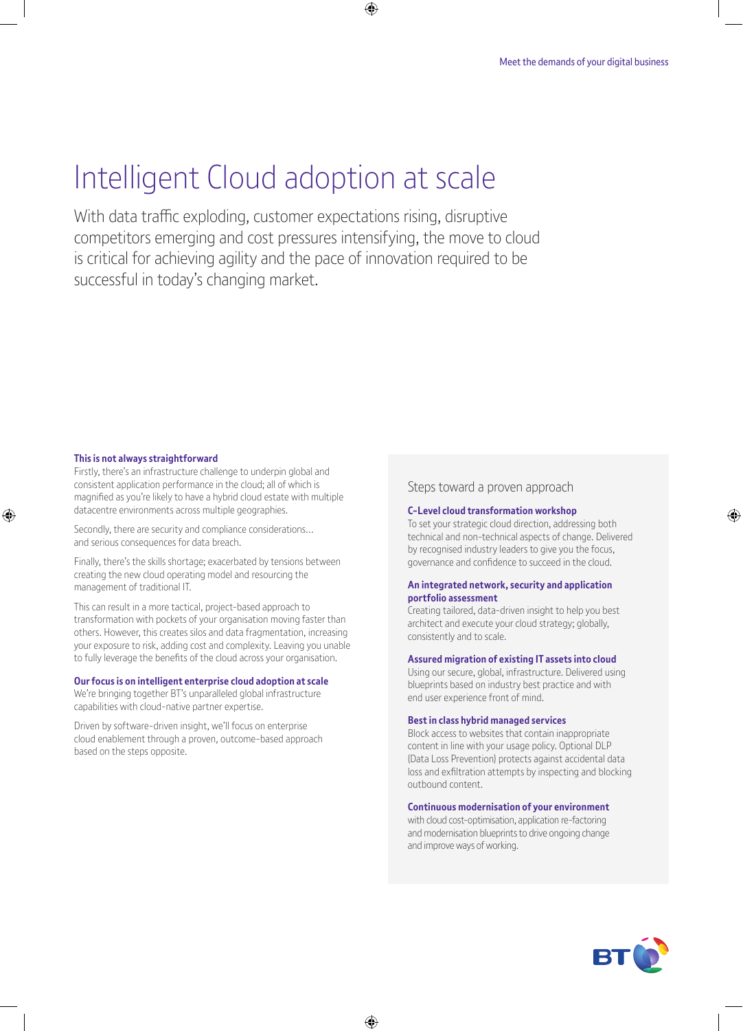# Intelligent Cloud adoption at scale

With data traffic exploding, customer expectations rising, disruptive competitors emerging and cost pressures intensifying, the move to cloud is critical for achieving agility and the pace of innovation required to be successful in today's changing market.

**This is not always straightforward**

Firstly, there's an infrastructure challenge to underpin global and consistent application performance in the cloud; all of which is magnified as you're likely to have a hybrid cloud estate with multiple datacentre environments across multiple geographies.

Secondly, there are security and compliance considerations... and serious consequences for data breach.

Finally, there's the skills shortage; exacerbated by tensions between creating the new cloud operating model and resourcing the management of traditional IT.

This can result in a more tactical, project-based approach to transformation with pockets of your organisation moving faster than others. However, this creates silos and data fragmentation, increasing your exposure to risk, adding cost and complexity. Leaving you unable to fully leverage the benefits of the cloud across your organisation.

**Our focus is on intelligent enterprise cloud adoption at scale**

We're bringing together BT's unparalleled global infrastructure capabilities with cloud-native partner expertise.

Driven by software-driven insight, we'll focus on enterprise cloud enablement through a proven, outcome-based approach based on the steps opposite.

## Steps toward a proven approach

**C-Level cloud transformation workshop**

To set your strategic cloud direction, addressing both technical and non-technical aspects of change. Delivered by recognised industry leaders to give you the focus, governance and confidence to succeed in the cloud.

**An integrated network, security and application portfolio assessment**

Creating tailored, data-driven insight to help you best architect and execute your cloud strategy; globally, consistently and to scale.

**Assured migration of existing IT assets into cloud**

Using our secure, global, infrastructure. Delivered using blueprints based on industry best practice and with end user experience front of mind.

**Best in class hybrid managed services**

Block access to websites that contain inappropriate content in line with your usage policy. Optional DLP (Data Loss Prevention) protects against accidental data loss and exfiltration attempts by inspecting and blocking outbound content.

**Continuous modernisation of your environment**

with cloud cost-optimisation, application re-factoring and modernisation blueprints to drive ongoing change and improve ways of working.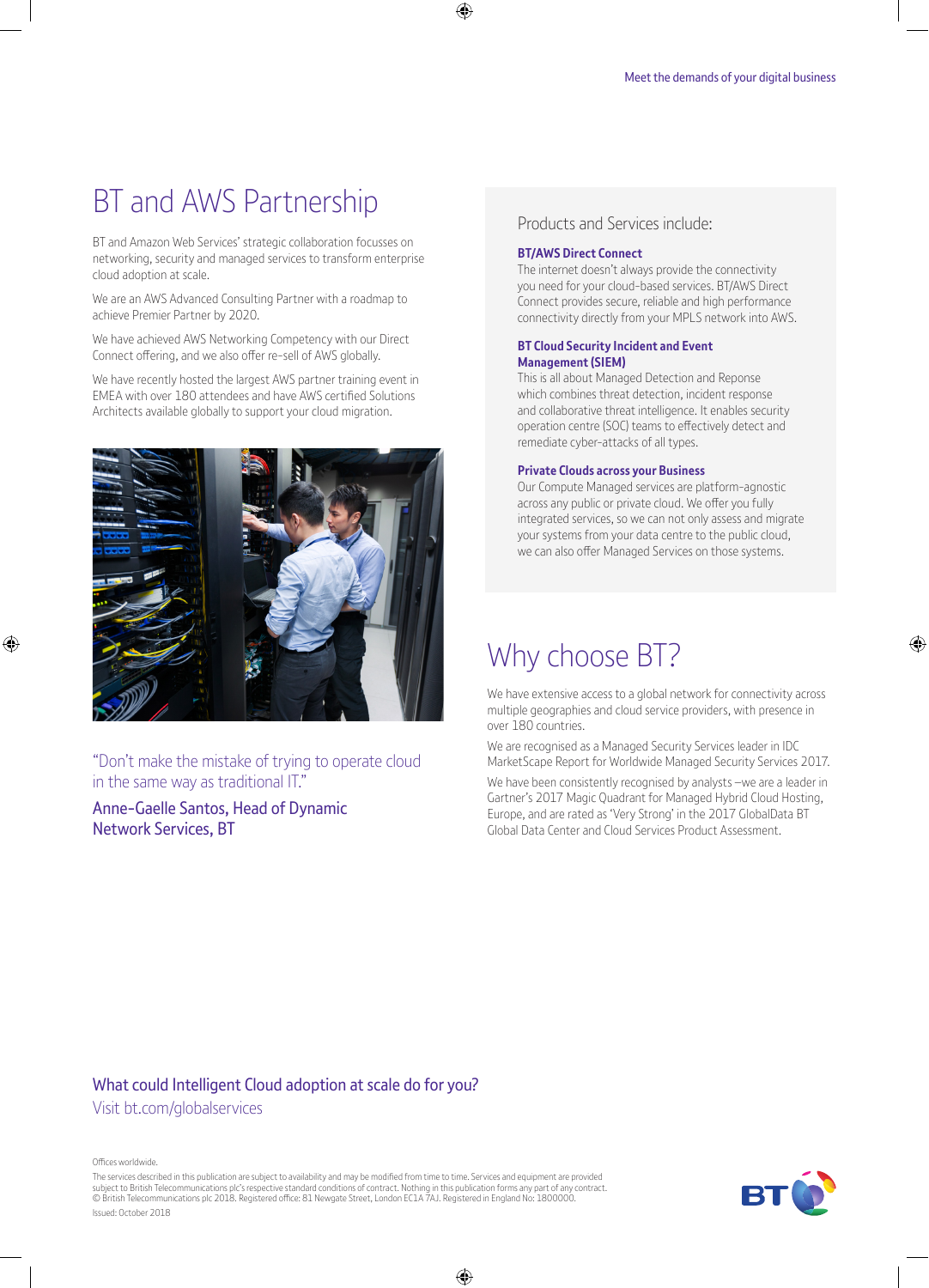# BT and AWS Partnership

BT and Amazon Web Services' strategic collaboration focusses on networking, security and managed services to transform enterprise cloud adoption at scale.

We are an AWS Advanced Consulting Partner with a roadmap to achieve Premier Partner by 2020.

We have achieved AWS Networking Competency with our Direct Connect offering, and we also offer re-sell of AWS globally.

We have recently hosted the largest AWS partner training event in EMEA with over 180 attendees and have AWS certified Solutions Architects available globally to support your cloud migration.

"Don't make the mistake of trying to operate cloud in the same way as traditional IT."

**Anne-Gaelle Santos, Head of Dynamic Network Services, BT**

Products and Services include:

**BT/AWS Direct Connect**
The internet doesn't always provide the connectivity you need for your cloud-based services. BT/AWS Direct Connect provides secure, reliable and high performance connectivity directly from your MPLS network into AWS.

**BT Cloud Security Incident and Event Management (SIEM)**
This is all about Managed Detection and Reponse which combines threat detection, incident response and collaborative threat intelligence. It enables security operation centre (SOC) teams to effectively detect and remediate cyber-attacks of all types.

**Private Clouds across your Business**
Our Compute Managed services are platform-agnostic across any public or private cloud. We offer you fully integrated services, so we can not only assess and migrate your systems from your data centre to the public cloud, we can also offer Managed Services on those systems.

# Why choose BT?

We have extensive access to a global network for connectivity across multiple geographies and cloud service providers, with presence in over 180 countries.

We are recognised as a Managed Security Services leader in IDC MarketScape Report for Worldwide Managed Security Services 2017.

We have been consistently recognised by analysts –we are a leader in Gartner's 2017 Magic Quadrant for Managed Hybrid Cloud Hosting, Europe, and are rated as 'Very Strong' in the 2017 GlobalData BT Global Data Center and Cloud Services Product Assessment.

## What could Intelligent Cloud adoption at scale do for you?

Visit bt.com/globalservices

Offices worldwide.

The services described in this publication are subject to availability and may be modified from time to time. Services and equipment are provided subject to British Telecommunications plc's respective standard conditions of contract. Nothing in this publication forms any part of any contract.
© British Telecommunications plc 2018. Registered office: 81 Newgate Street, London EC1A 7AJ. Registered in England No: 1800000.

Issued: October 2018